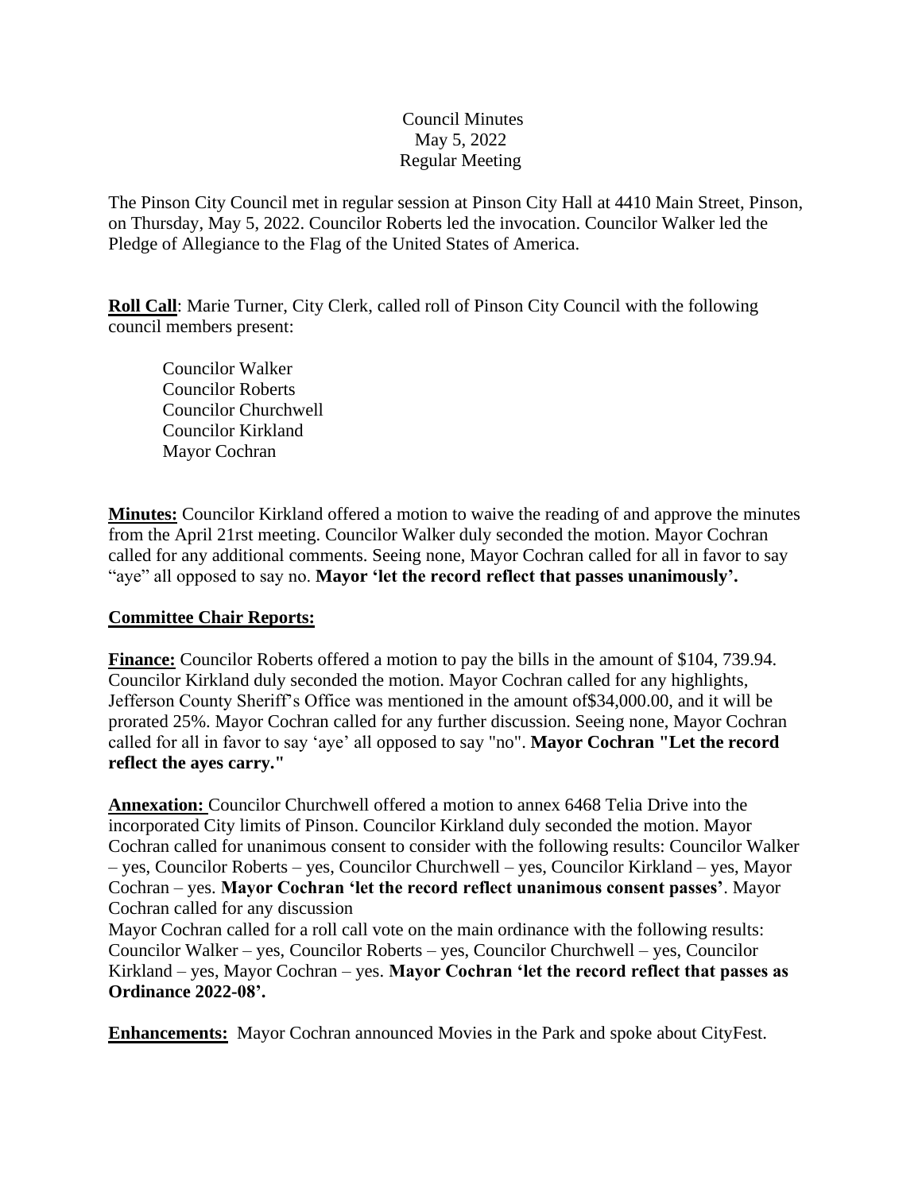Council Minutes
May 5, 2022
Regular Meeting

The Pinson City Council met in regular session at Pinson City Hall at 4410 Main Street, Pinson, on Thursday, May 5, 2022. Councilor Roberts led the invocation. Councilor Walker led the Pledge of Allegiance to the Flag of the United States of America.

**Roll Call**: Marie Turner, City Clerk, called roll of Pinson City Council with the following council members present:

Councilor Walker
Councilor Roberts
Councilor Churchwell
Councilor Kirkland
Mayor Cochran

**Minutes:** Councilor Kirkland offered a motion to waive the reading of and approve the minutes from the April 21rst meeting. Councilor Walker duly seconded the motion. Mayor Cochran called for any additional comments. Seeing none, Mayor Cochran called for all in favor to say "aye" all opposed to say no. **Mayor 'let the record reflect that passes unanimously'.**

**Committee Chair Reports:**

**Finance:** Councilor Roberts offered a motion to pay the bills in the amount of $104, 739.94. Councilor Kirkland duly seconded the motion. Mayor Cochran called for any highlights, Jefferson County Sheriff's Office was mentioned in the amount of$34,000.00, and it will be prorated 25%. Mayor Cochran called for any further discussion. Seeing none, Mayor Cochran called for all in favor to say 'aye' all opposed to say "no". **Mayor Cochran "Let the record reflect the ayes carry."**

**Annexation:** Councilor Churchwell offered a motion to annex 6468 Telia Drive into the incorporated City limits of Pinson. Councilor Kirkland duly seconded the motion. Mayor Cochran called for unanimous consent to consider with the following results: Councilor Walker – yes, Councilor Roberts – yes, Councilor Churchwell – yes, Councilor Kirkland – yes, Mayor Cochran – yes. **Mayor Cochran 'let the record reflect unanimous consent passes'**. Mayor Cochran called for any discussion
Mayor Cochran called for a roll call vote on the main ordinance with the following results: Councilor Walker – yes, Councilor Roberts – yes, Councilor Churchwell – yes, Councilor Kirkland – yes, Mayor Cochran – yes. **Mayor Cochran 'let the record reflect that passes as Ordinance 2022-08'.**

**Enhancements:** Mayor Cochran announced Movies in the Park and spoke about CityFest.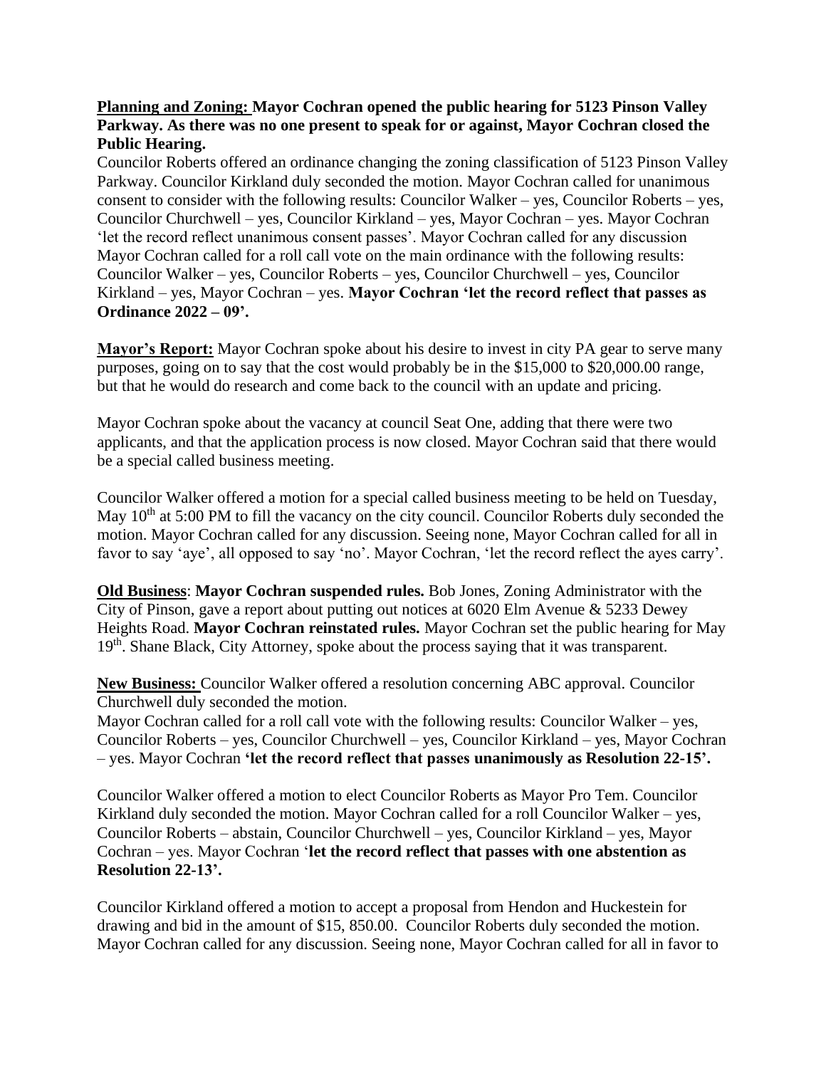**Planning and Zoning: Mayor Cochran opened the public hearing for 5123 Pinson Valley Parkway. As there was no one present to speak for or against, Mayor Cochran closed the Public Hearing.**

Councilor Roberts offered an ordinance changing the zoning classification of 5123 Pinson Valley Parkway. Councilor Kirkland duly seconded the motion. Mayor Cochran called for unanimous consent to consider with the following results: Councilor Walker – yes, Councilor Roberts – yes, Councilor Churchwell – yes, Councilor Kirkland – yes, Mayor Cochran – yes. Mayor Cochran 'let the record reflect unanimous consent passes'. Mayor Cochran called for any discussion Mayor Cochran called for a roll call vote on the main ordinance with the following results: Councilor Walker – yes, Councilor Roberts – yes, Councilor Churchwell – yes, Councilor Kirkland – yes, Mayor Cochran – yes. **Mayor Cochran 'let the record reflect that passes as Ordinance 2022 – 09'.**

**Mayor's Report:** Mayor Cochran spoke about his desire to invest in city PA gear to serve many purposes, going on to say that the cost would probably be in the $15,000 to $20,000.00 range, but that he would do research and come back to the council with an update and pricing.

Mayor Cochran spoke about the vacancy at council Seat One, adding that there were two applicants, and that the application process is now closed. Mayor Cochran said that there would be a special called business meeting.

Councilor Walker offered a motion for a special called business meeting to be held on Tuesday, May 10th at 5:00 PM to fill the vacancy on the city council. Councilor Roberts duly seconded the motion. Mayor Cochran called for any discussion. Seeing none, Mayor Cochran called for all in favor to say 'aye', all opposed to say 'no'. Mayor Cochran, 'let the record reflect the ayes carry'.

**Old Business**: **Mayor Cochran suspended rules.** Bob Jones, Zoning Administrator with the City of Pinson, gave a report about putting out notices at 6020 Elm Avenue & 5233 Dewey Heights Road. **Mayor Cochran reinstated rules.** Mayor Cochran set the public hearing for May 19th. Shane Black, City Attorney, spoke about the process saying that it was transparent.

**New Business:** Councilor Walker offered a resolution concerning ABC approval. Councilor Churchwell duly seconded the motion.

Mayor Cochran called for a roll call vote with the following results: Councilor Walker – yes, Councilor Roberts – yes, Councilor Churchwell – yes, Councilor Kirkland – yes, Mayor Cochran – yes. Mayor Cochran **'let the record reflect that passes unanimously as Resolution 22-15'.**

Councilor Walker offered a motion to elect Councilor Roberts as Mayor Pro Tem. Councilor Kirkland duly seconded the motion. Mayor Cochran called for a roll Councilor Walker – yes, Councilor Roberts – abstain, Councilor Churchwell – yes, Councilor Kirkland – yes, Mayor Cochran – yes. Mayor Cochran '**let the record reflect that passes with one abstention as Resolution 22-13'.**

Councilor Kirkland offered a motion to accept a proposal from Hendon and Huckestein for drawing and bid in the amount of $15, 850.00. Councilor Roberts duly seconded the motion. Mayor Cochran called for any discussion. Seeing none, Mayor Cochran called for all in favor to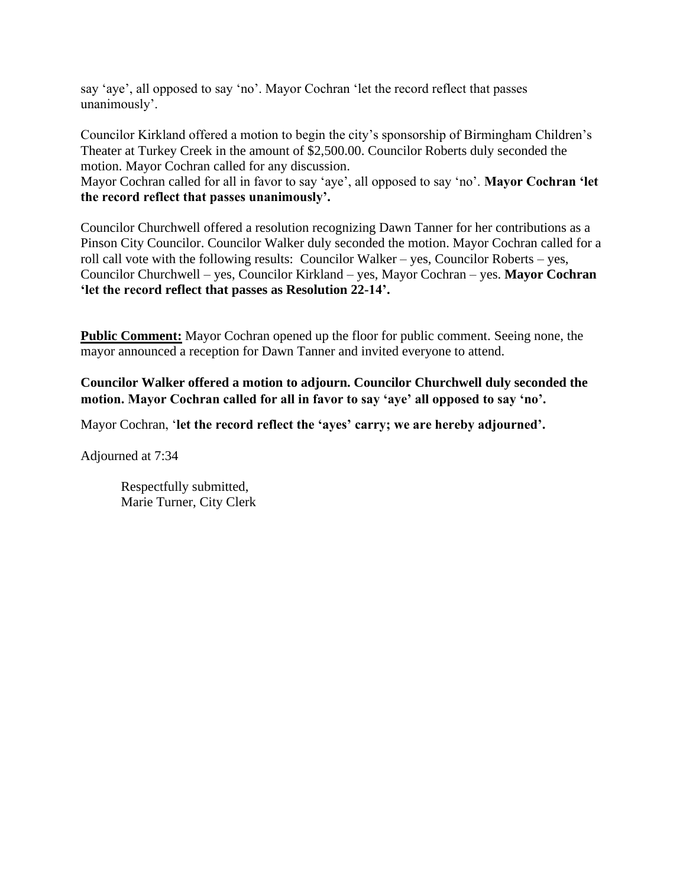say 'aye', all opposed to say 'no'. Mayor Cochran 'let the record reflect that passes unanimously'.

Councilor Kirkland offered a motion to begin the city's sponsorship of Birmingham Children's Theater at Turkey Creek in the amount of $2,500.00. Councilor Roberts duly seconded the motion. Mayor Cochran called for any discussion.
Mayor Cochran called for all in favor to say 'aye', all opposed to say 'no'. **Mayor Cochran 'let the record reflect that passes unanimously'.**

Councilor Churchwell offered a resolution recognizing Dawn Tanner for her contributions as a Pinson City Councilor. Councilor Walker duly seconded the motion. Mayor Cochran called for a roll call vote with the following results: Councilor Walker – yes, Councilor Roberts – yes, Councilor Churchwell – yes, Councilor Kirkland – yes, Mayor Cochran – yes. **Mayor Cochran 'let the record reflect that passes as Resolution 22-14'.**

**Public Comment:** Mayor Cochran opened up the floor for public comment. Seeing none, the mayor announced a reception for Dawn Tanner and invited everyone to attend.

**Councilor Walker offered a motion to adjourn. Councilor Churchwell duly seconded the motion. Mayor Cochran called for all in favor to say 'aye' all opposed to say 'no'.**

Mayor Cochran, '**let the record reflect the 'ayes' carry; we are hereby adjourned'.**

Adjourned at 7:34

Respectfully submitted,
Marie Turner, City Clerk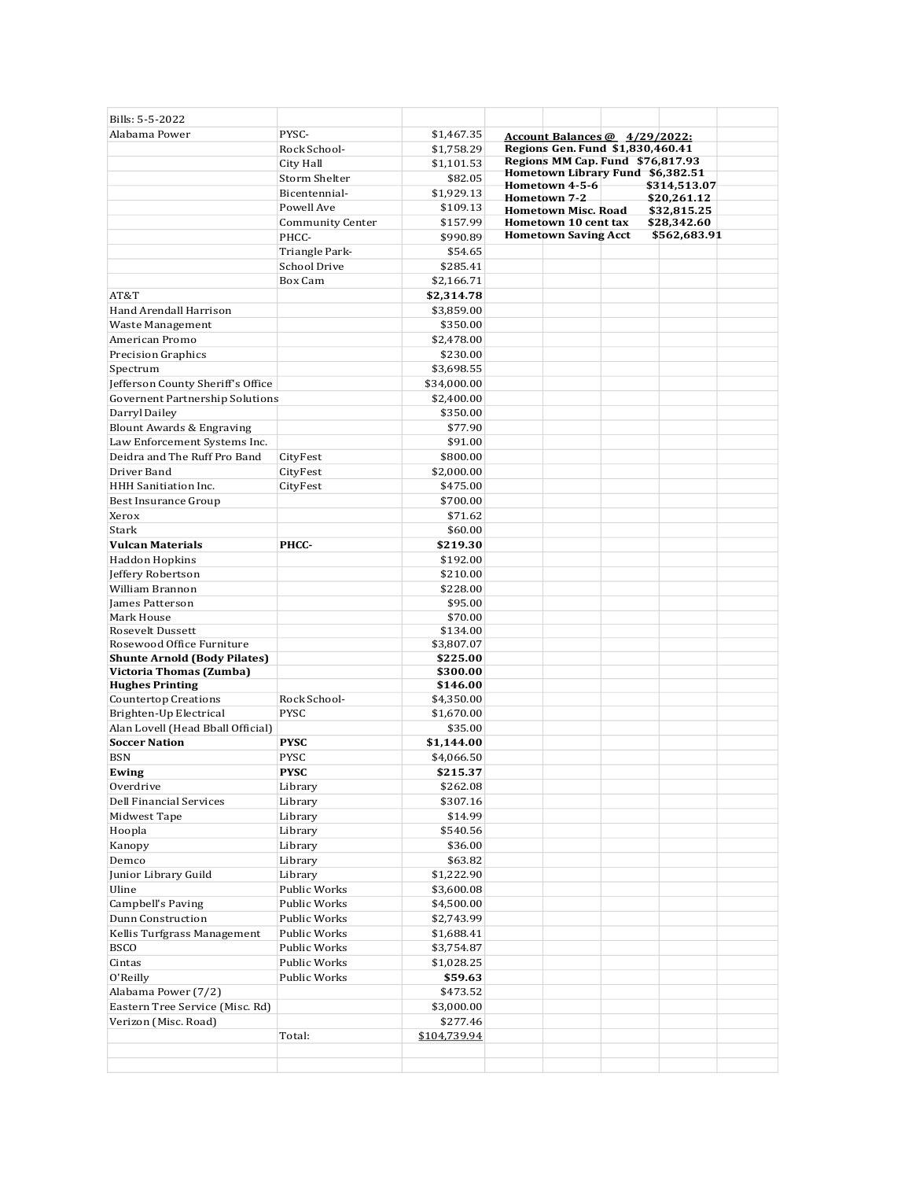| Bills: 5-5-2022 | | |
|---|---|---|
| Alabama Power | PYSC- | $1,467.35 |
| | Rock School- | $1,758.29 |
| | City Hall | $1,101.53 |
| | Storm Shelter | $82.05 |
| | Bicentennial- | $1,929.13 |
| | Powell Ave | $109.13 |
| | Community Center | $157.99 |
| | PHCC- | $990.89 |
| | Triangle Park- | $54.65 |
| | School Drive | $285.41 |
| | Box Cam | $2,166.71 |
| AT&T | | **$2,314.78** |
| Hand Arendall Harrison | | $3,859.00 |
| Waste Management | | $350.00 |
| American Promo | | $2,478.00 |
| Precision Graphics | | $230.00 |
| Spectrum | | $3,698.55 |
| Jefferson County Sheriff's Office | | $34,000.00 |
| Governent Partnership Solutions | | $2,400.00 |
| Darryl Dailey | | $350.00 |
| Blount Awards & Engraving | | $77.90 |
| Law Enforcement Systems Inc. | | $91.00 |
| Deidra and The Ruff Pro Band | CityFest | $800.00 |
| Driver Band | CityFest | $2,000.00 |
| HHH Sanitiation Inc. | CityFest | $475.00 |
| Best Insurance Group | | $700.00 |
| Xerox | | $71.62 |
| Stark | | $60.00 |
| **Vulcan Materials** | **PHCC-** | **$219.30** |
| Haddon Hopkins | | $192.00 |
| Jeffery Robertson | | $210.00 |
| William Brannon | | $228.00 |
| James Patterson | | $95.00 |
| Mark House | | $70.00 |
| Rosevelt Dussett | | $134.00 |
| Rosewood Office Furniture | | $3,807.07 |
| **Shunte Arnold (Body Pilates)** | | **$225.00** |
| **Victoria Thomas (Zumba)** | | **$300.00** |
| **Hughes Printing** | | **$146.00** |
| Countertop Creations | Rock School- | $4,350.00 |
| Brighten-Up Electrical | PYSC | $1,670.00 |
| Alan Lovell (Head Bball Official) | | $35.00 |
| **Soccer Nation** | **PYSC** | **$1,144.00** |
| BSN | PYSC | $4,066.50 |
| **Ewing** | **PYSC** | **$215.37** |
| Overdrive | Library | $262.08 |
| Dell Financial Services | Library | $307.16 |
| Midwest Tape | Library | $14.99 |
| Hoopla | Library | $540.56 |
| Kanopy | Library | $36.00 |
| Demco | Library | $63.82 |
| Junior Library Guild | Library | $1,222.90 |
| Uline | Public Works | $3,600.08 |
| Campbell's Paving | Public Works | $4,500.00 |
| Dunn Construction | Public Works | $2,743.99 |
| Kellis Turfgrass Management | Public Works | $1,688.41 |
| BSCO | Public Works | $3,754.87 |
| Cintas | Public Works | $1,028.25 |
| O'Reilly | Public Works | **$59.63** |
| Alabama Power (7/2) | | $473.52 |
| Eastern Tree Service (Misc. Rd) | | $3,000.00 |
| Verizon (Misc. Road) | | $277.46 |
| | Total: | $104,739.94 |

| **Account Balances @ 4/29/2022:** | |
|---|---|
| **Regions Gen. Fund** | **$1,830,460.41** |
| **Regions MM Cap. Fund** | **$76,817.93** |
| **Hometown Library Fund** | **$6,382.51** |
| **Hometown 4-5-6** | **$314,513.07** |
| **Hometown 7-2** | **$20,261.12** |
| **Hometown Misc. Road** | **$32,815.25** |
| **Hometown 10 cent tax** | **$28,342.60** |
| **Hometown Saving Acct** | **$562,683.91** |